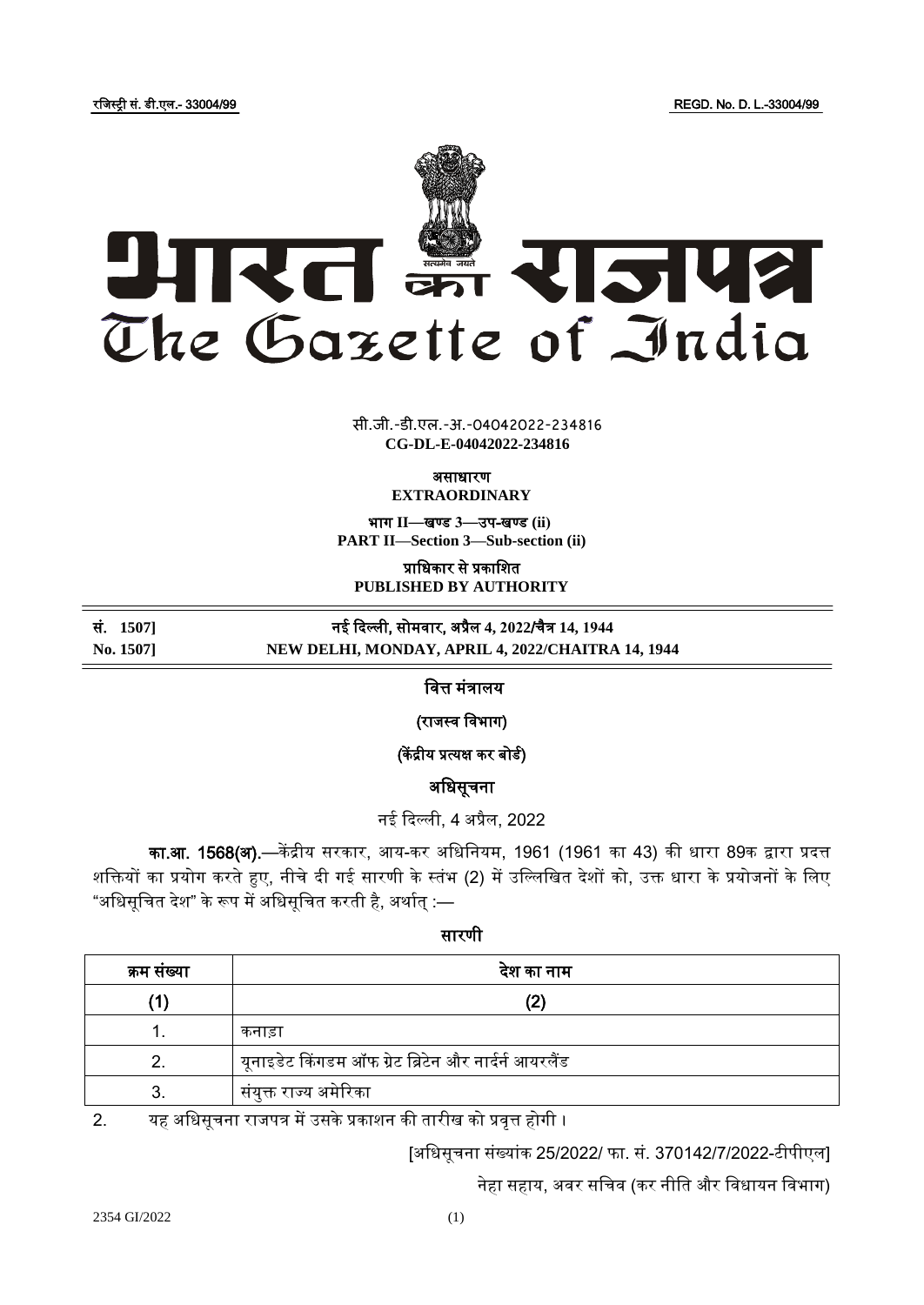रजिस्ट्री सं. डी.एल.- 33004/99 REGD. No. D. L.-33004/99

# भारत का राजपत्र
# The Gazette of India

सी.जी.-डी.एल.-अ.-04042022-234816
**CG-DL-E-04042022-234816**

**असाधारण**
**EXTRAORDINARY**

**भाग II—खण्ड 3—उप-खण्ड (ii)**
**PART II—Section 3—Sub-section (ii)**

**प्राधिकार से प्रकाशित**
**PUBLISHED BY AUTHORITY**

**सं. 1507] नई दिल्ली, सोमवार, अप्रैल 4, 2022/चैत्र 14, 1944**
**No. 1507] NEW DELHI, MONDAY, APRIL 4, 2022/CHAITRA 14, 1944**

## वित्त मंत्रालय

### (राजस्व विभाग)

### (केंद्रीय प्रत्यक्ष कर बोर्ड)

### अधिसूचना

नई दिल्ली, 4 अप्रैल, 2022

**का.आ. 1568(अ).**—केंद्रीय सरकार, आय-कर अधिनियम, 1961 (1961 का 43) की धारा 89क द्वारा प्रदत्त शक्तियों का प्रयोग करते हुए, नीचे दी गई सारणी के स्तंभ (2) में उल्लिखित देशों को, उक्त धारा के प्रयोजनों के लिए "अधिसूचित देश" के रूप में अधिसूचित करती है, अर्थात् :—

**सारणी**

| क्रम संख्या | देश का नाम |
|---|---|
| (1) | (2) |
| 1. | कनाड़ा |
| 2. | यूनाइडेट किंगडम ऑफ ग्रेट ब्रिटेन और नार्दर्न आयरलैंड |
| 3. | संयुक्त राज्य अमेरिका |

2. यह अधिसूचना राजपत्र में उसके प्रकाशन की तारीख को प्रवृत्त होगी ।

[अधिसूचना संख्यांक 25/2022/ फा. सं. 370142/7/2022-टीपीएल]

नेहा सहाय, अवर सचिव (कर नीति और विधायन विभाग)

2354 GI/2022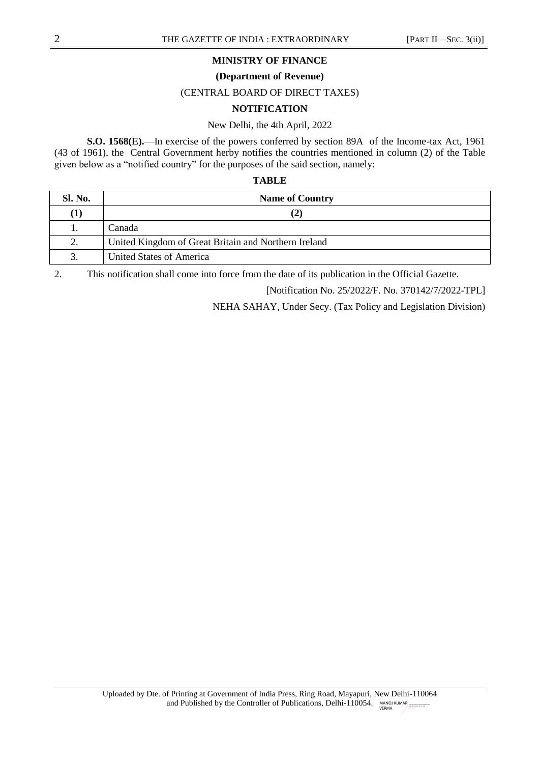**MINISTRY OF FINANCE**

**(Department of Revenue)**

(CENTRAL BOARD OF DIRECT TAXES)

**NOTIFICATION**

New Delhi, the 4th April, 2022

**S.O. 1568(E).**—In exercise of the powers conferred by section 89A of the Income-tax Act, 1961 (43 of 1961), the Central Government herby notifies the countries mentioned in column (2) of the Table given below as a "notified country" for the purposes of the said section, namely:

**TABLE**

| Sl. No. | Name of Country |
|---|---|
| (1) | (2) |
| 1. | Canada |
| 2. | United Kingdom of Great Britain and Northern Ireland |
| 3. | United States of America |

2. This notification shall come into force from the date of its publication in the Official Gazette.

[Notification No. 25/2022/F. No. 370142/7/2022-TPL]

NEHA SAHAY, Under Secy. (Tax Policy and Legislation Division)

Uploaded by Dte. of Printing at Government of India Press, Ring Road, Mayapuri, New Delhi-110064 and Published by the Controller of Publications, Delhi-110054.